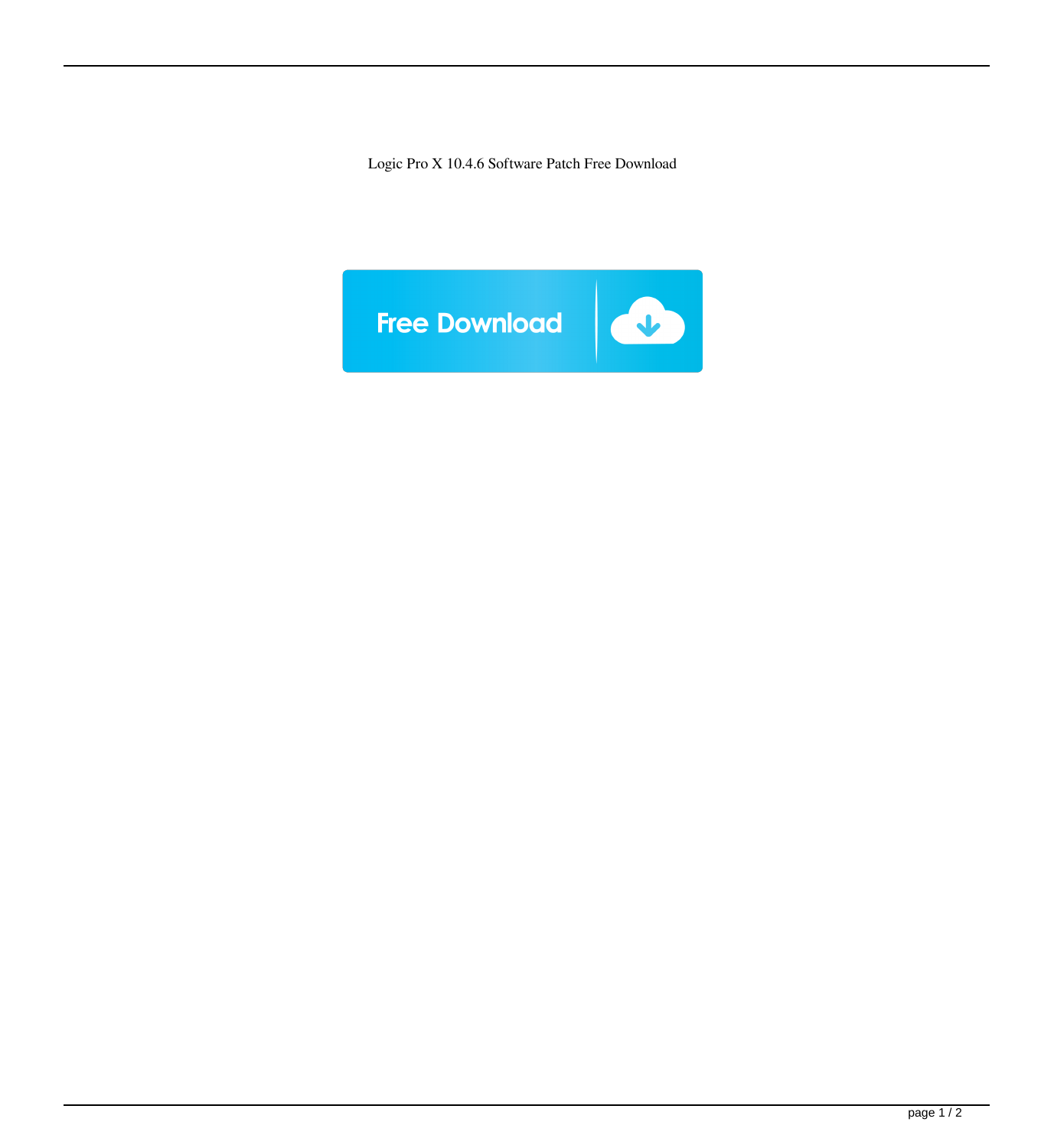Logic Pro X 10.4.6 Software Patch Free Download

Free Download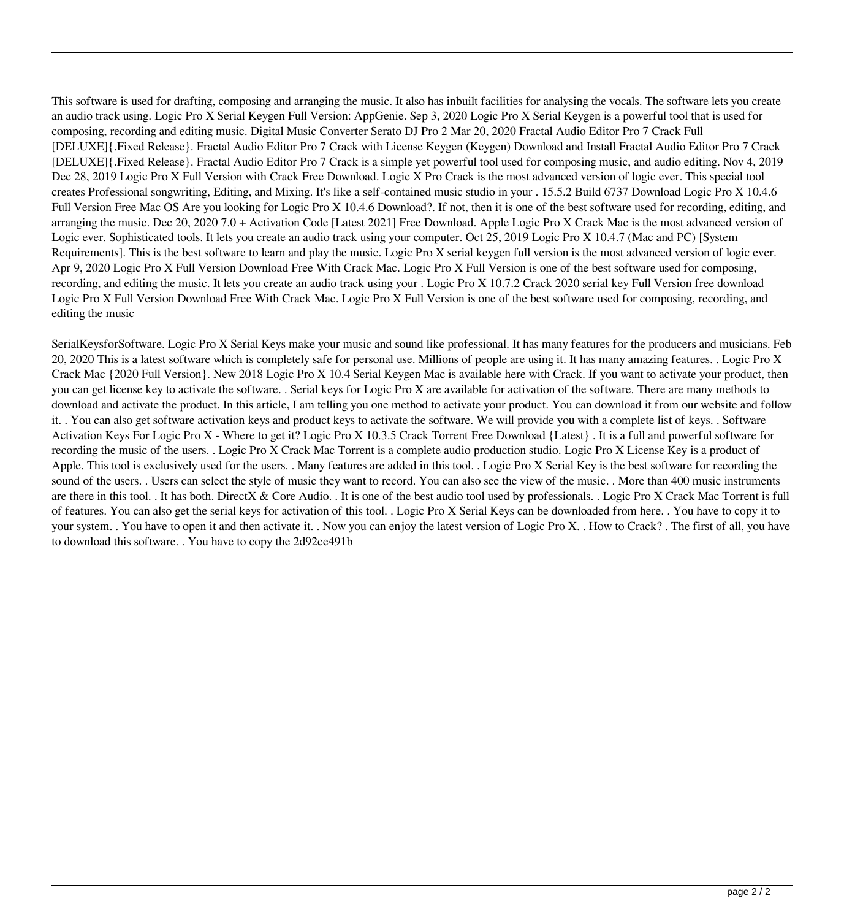This software is used for drafting, composing and arranging the music. It also has inbuilt facilities for analysing the vocals. The software lets you create an audio track using. Logic Pro X Serial Keygen Full Version: AppGenie. Sep 3, 2020 Logic Pro X Serial Keygen is a powerful tool that is used for composing, recording and editing music. Digital Music Converter Serato DJ Pro 2 Mar 20, 2020 Fractal Audio Editor Pro 7 Crack Full [DELUXE]{.Fixed Release}. Fractal Audio Editor Pro 7 Crack with License Keygen (Keygen) Download and Install Fractal Audio Editor Pro 7 Crack [DELUXE]{.Fixed Release}. Fractal Audio Editor Pro 7 Crack is a simple yet powerful tool used for composing music, and audio editing. Nov 4, 2019 Dec 28, 2019 Logic Pro X Full Version with Crack Free Download. Logic X Pro Crack is the most advanced version of logic ever. This special tool creates Professional songwriting, Editing, and Mixing. It's like a self-contained music studio in your . 15.5.2 Build 6737 Download Logic Pro X 10.4.6 Full Version Free Mac OS Are you looking for Logic Pro X 10.4.6 Download?. If not, then it is one of the best software used for recording, editing, and arranging the music. Dec 20, 2020 7.0 + Activation Code [Latest 2021] Free Download. Apple Logic Pro X Crack Mac is the most advanced version of Logic ever. Sophisticated tools. It lets you create an audio track using your computer. Oct 25, 2019 Logic Pro X 10.4.7 (Mac and PC) [System Requirements]. This is the best software to learn and play the music. Logic Pro X serial keygen full version is the most advanced version of logic ever. Apr 9, 2020 Logic Pro X Full Version Download Free With Crack Mac. Logic Pro X Full Version is one of the best software used for composing, recording, and editing the music. It lets you create an audio track using your . Logic Pro X 10.7.2 Crack 2020 serial key Full Version free download Logic Pro X Full Version Download Free With Crack Mac. Logic Pro X Full Version is one of the best software used for composing, recording, and editing the music

SerialKeysforSoftware. Logic Pro X Serial Keys make your music and sound like professional. It has many features for the producers and musicians. Feb 20, 2020 This is a latest software which is completely safe for personal use. Millions of people are using it. It has many amazing features. . Logic Pro X Crack Mac {2020 Full Version}. New 2018 Logic Pro X 10.4 Serial Keygen Mac is available here with Crack. If you want to activate your product, then you can get license key to activate the software. . Serial keys for Logic Pro X are available for activation of the software. There are many methods to download and activate the product. In this article, I am telling you one method to activate your product. You can download it from our website and follow it. . You can also get software activation keys and product keys to activate the software. We will provide you with a complete list of keys. . Software Activation Keys For Logic Pro X - Where to get it? Logic Pro X 10.3.5 Crack Torrent Free Download {Latest} . It is a full and powerful software for recording the music of the users. . Logic Pro X Crack Mac Torrent is a complete audio production studio. Logic Pro X License Key is a product of Apple. This tool is exclusively used for the users. . Many features are added in this tool. . Logic Pro X Serial Key is the best software for recording the sound of the users. . Users can select the style of music they want to record. You can also see the view of the music. . More than 400 music instruments are there in this tool. . It has both. DirectX & Core Audio. . It is one of the best audio tool used by professionals. . Logic Pro X Crack Mac Torrent is full of features. You can also get the serial keys for activation of this tool. . Logic Pro X Serial Keys can be downloaded from here. . You have to copy it to your system. . You have to open it and then activate it. . Now you can enjoy the latest version of Logic Pro X. . How to Crack? . The first of all, you have to download this software. . You have to copy the 2d92ce491b